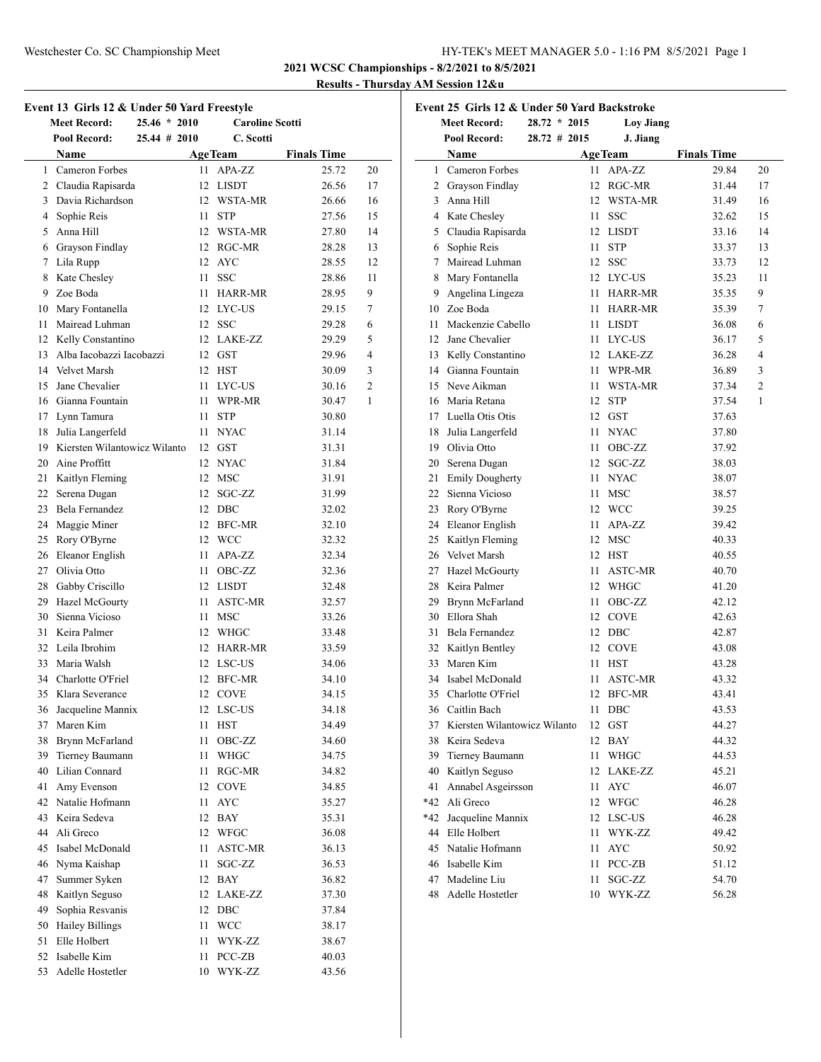## 2021 WCSC Championships - 8/2/2021 to 8/5/2021

### Results - Thursday AM Session 12&u

### Event 13 Girls 12 & Under 50 Yard Freestyle

| | | | |
|---|---|---|---|
| Meet Record: | 25.46 * 2010 | Caroline Scotti | |
| Pool Record: | 25.44 # 2010 | C. Scotti | |

| | Name | Age | Team | Finals Time | Points |
|---|---|---|---|---|---|
| 1 | Cameron Forbes | 11 | APA-ZZ | 25.72 | 20 |
| 2 | Claudia Rapisarda | 12 | LISDT | 26.56 | 17 |
| 3 | Davia Richardson | 12 | WSTA-MR | 26.66 | 16 |
| 4 | Sophie Reis | 11 | STP | 27.56 | 15 |
| 5 | Anna Hill | 12 | WSTA-MR | 27.80 | 14 |
| 6 | Grayson Findlay | 12 | RGC-MR | 28.28 | 13 |
| 7 | Lila Rupp | 12 | AYC | 28.55 | 12 |
| 8 | Kate Chesley | 11 | SSC | 28.86 | 11 |
| 9 | Zoe Boda | 11 | HARR-MR | 28.95 | 9 |
| 10 | Mary Fontanella | 12 | LYC-US | 29.15 | 7 |
| 11 | Mairead Luhman | 12 | SSC | 29.28 | 6 |
| 12 | Kelly Constantino | 12 | LAKE-ZZ | 29.29 | 5 |
| 13 | Alba Iacobazzi Iacobazzi | 12 | GST | 29.96 | 4 |
| 14 | Velvet Marsh | 12 | HST | 30.09 | 3 |
| 15 | Jane Chevalier | 11 | LYC-US | 30.16 | 2 |
| 16 | Gianna Fountain | 11 | WPR-MR | 30.47 | 1 |
| 17 | Lynn Tamura | 11 | STP | 30.80 | |
| 18 | Julia Langerfeld | 11 | NYAC | 31.14 | |
| 19 | Kiersten Wilantowicz Wilanto | 12 | GST | 31.31 | |
| 20 | Aine Proffitt | 12 | NYAC | 31.84 | |
| 21 | Kaitlyn Fleming | 12 | MSC | 31.91 | |
| 22 | Serena Dugan | 12 | SGC-ZZ | 31.99 | |
| 23 | Bela Fernandez | 12 | DBC | 32.02 | |
| 24 | Maggie Miner | 12 | BFC-MR | 32.10 | |
| 25 | Rory O'Byrne | 12 | WCC | 32.32 | |
| 26 | Eleanor English | 11 | APA-ZZ | 32.34 | |
| 27 | Olivia Otto | 11 | OBC-ZZ | 32.36 | |
| 28 | Gabby Criscillo | 12 | LISDT | 32.48 | |
| 29 | Hazel McGourty | 11 | ASTC-MR | 32.57 | |
| 30 | Sienna Vicioso | 11 | MSC | 33.26 | |
| 31 | Keira Palmer | 12 | WHGC | 33.48 | |
| 32 | Leila Ibrohim | 12 | HARR-MR | 33.59 | |
| 33 | Maria Walsh | 12 | LSC-US | 34.06 | |
| 34 | Charlotte O'Friel | 12 | BFC-MR | 34.10 | |
| 35 | Klara Severance | 12 | COVE | 34.15 | |
| 36 | Jacqueline Mannix | 12 | LSC-US | 34.18 | |
| 37 | Maren Kim | 11 | HST | 34.49 | |
| 38 | Brynn McFarland | 11 | OBC-ZZ | 34.60 | |
| 39 | Tierney Baumann | 11 | WHGC | 34.75 | |
| 40 | Lilian Connard | 11 | RGC-MR | 34.82 | |
| 41 | Amy Evenson | 12 | COVE | 34.85 | |
| 42 | Natalie Hofmann | 11 | AYC | 35.27 | |
| 43 | Keira Sedeva | 12 | BAY | 35.31 | |
| 44 | Ali Greco | 12 | WFGC | 36.08 | |
| 45 | Isabel McDonald | 11 | ASTC-MR | 36.13 | |
| 46 | Nyma Kaishap | 11 | SGC-ZZ | 36.53 | |
| 47 | Summer Syken | 12 | BAY | 36.82 | |
| 48 | Kaitlyn Seguso | 12 | LAKE-ZZ | 37.30 | |
| 49 | Sophia Resvanis | 12 | DBC | 37.84 | |
| 50 | Hailey Billings | 11 | WCC | 38.17 | |
| 51 | Elle Holbert | 11 | WYK-ZZ | 38.67 | |
| 52 | Isabelle Kim | 11 | PCC-ZB | 40.03 | |
| 53 | Adelle Hostetler | 10 | WYK-ZZ | 43.56 | |

### Event 25 Girls 12 & Under 50 Yard Backstroke

| | | | |
|---|---|---|---|
| Meet Record: | 28.72 * 2015 | Loy Jiang | |
| Pool Record: | 28.72 # 2015 | J. Jiang | |

| | Name | Age | Team | Finals Time | Points |
|---|---|---|---|---|---|
| 1 | Cameron Forbes | 11 | APA-ZZ | 29.84 | 20 |
| 2 | Grayson Findlay | 12 | RGC-MR | 31.44 | 17 |
| 3 | Anna Hill | 12 | WSTA-MR | 31.49 | 16 |
| 4 | Kate Chesley | 11 | SSC | 32.62 | 15 |
| 5 | Claudia Rapisarda | 12 | LISDT | 33.16 | 14 |
| 6 | Sophie Reis | 11 | STP | 33.37 | 13 |
| 7 | Mairead Luhman | 12 | SSC | 33.73 | 12 |
| 8 | Mary Fontanella | 12 | LYC-US | 35.23 | 11 |
| 9 | Angelina Lingeza | 11 | HARR-MR | 35.35 | 9 |
| 10 | Zoe Boda | 11 | HARR-MR | 35.39 | 7 |
| 11 | Mackenzie Cabello | 11 | LISDT | 36.08 | 6 |
| 12 | Jane Chevalier | 11 | LYC-US | 36.17 | 5 |
| 13 | Kelly Constantino | 12 | LAKE-ZZ | 36.28 | 4 |
| 14 | Gianna Fountain | 11 | WPR-MR | 36.89 | 3 |
| 15 | Neve Aikman | 11 | WSTA-MR | 37.34 | 2 |
| 16 | Maria Retana | 12 | STP | 37.54 | 1 |
| 17 | Luella Otis Otis | 12 | GST | 37.63 | |
| 18 | Julia Langerfeld | 11 | NYAC | 37.80 | |
| 19 | Olivia Otto | 11 | OBC-ZZ | 37.92 | |
| 20 | Serena Dugan | 12 | SGC-ZZ | 38.03 | |
| 21 | Emily Dougherty | 11 | NYAC | 38.07 | |
| 22 | Sienna Vicioso | 11 | MSC | 38.57 | |
| 23 | Rory O'Byrne | 12 | WCC | 39.25 | |
| 24 | Eleanor English | 11 | APA-ZZ | 39.42 | |
| 25 | Kaitlyn Fleming | 12 | MSC | 40.33 | |
| 26 | Velvet Marsh | 12 | HST | 40.55 | |
| 27 | Hazel McGourty | 11 | ASTC-MR | 40.70 | |
| 28 | Keira Palmer | 12 | WHGC | 41.20 | |
| 29 | Brynn McFarland | 11 | OBC-ZZ | 42.12 | |
| 30 | Ellora Shah | 12 | COVE | 42.63 | |
| 31 | Bela Fernandez | 12 | DBC | 42.87 | |
| 32 | Kaitlyn Bentley | 12 | COVE | 43.08 | |
| 33 | Maren Kim | 11 | HST | 43.28 | |
| 34 | Isabel McDonald | 11 | ASTC-MR | 43.32 | |
| 35 | Charlotte O'Friel | 12 | BFC-MR | 43.41 | |
| 36 | Caitlin Bach | 11 | DBC | 43.53 | |
| 37 | Kiersten Wilantowicz Wilanto | 12 | GST | 44.27 | |
| 38 | Keira Sedeva | 12 | BAY | 44.32 | |
| 39 | Tierney Baumann | 11 | WHGC | 44.53 | |
| 40 | Kaitlyn Seguso | 12 | LAKE-ZZ | 45.21 | |
| 41 | Annabel Asgeirsson | 11 | AYC | 46.07 | |
| *42 | Ali Greco | 12 | WFGC | 46.28 | |
| *42 | Jacqueline Mannix | 12 | LSC-US | 46.28 | |
| 44 | Elle Holbert | 11 | WYK-ZZ | 49.42 | |
| 45 | Natalie Hofmann | 11 | AYC | 50.92 | |
| 46 | Isabelle Kim | 11 | PCC-ZB | 51.12 | |
| 47 | Madeline Liu | 11 | SGC-ZZ | 54.70 | |
| 48 | Adelle Hostetler | 10 | WYK-ZZ | 56.28 | |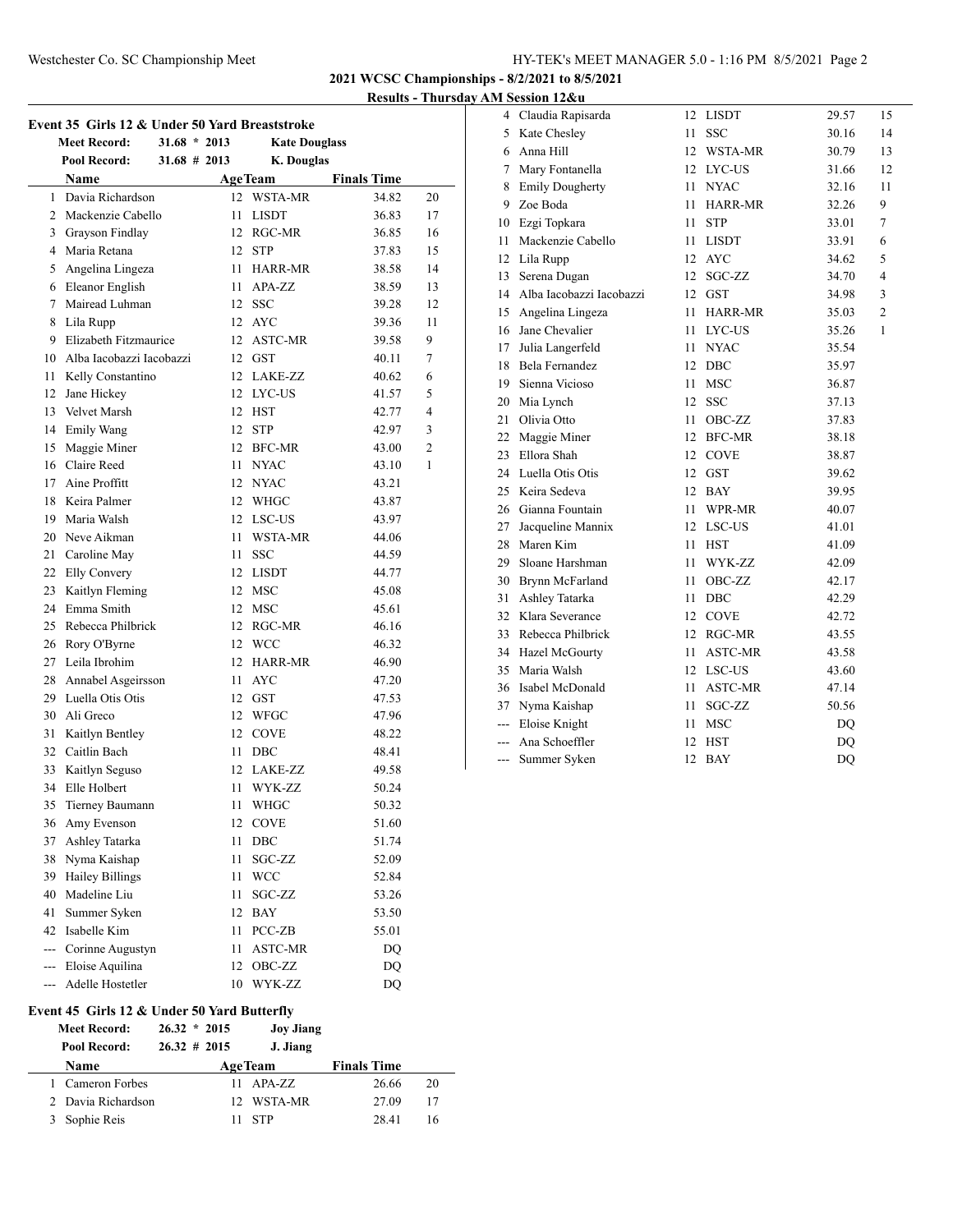## 2021 WCSC Championships - 8/2/2021 to 8/5/2021

### Results - Thursday AM Session 12&u

#### Event 35 Girls 12 & Under 50 Yard Breaststroke

**Meet Record:** 31.68 * 2013 **Kate Douglass**
**Pool Record:** 31.68 # 2013 **K. Douglas**

| | Name | Age | Team | Finals Time | |
|---|---|---|---|---|---|
| 1 | Davia Richardson | 12 | WSTA-MR | 34.82 | 20 |
| 2 | Mackenzie Cabello | 11 | LISDT | 36.83 | 17 |
| 3 | Grayson Findlay | 12 | RGC-MR | 36.85 | 16 |
| 4 | Maria Retana | 12 | STP | 37.83 | 15 |
| 5 | Angelina Lingeza | 11 | HARR-MR | 38.58 | 14 |
| 6 | Eleanor English | 11 | APA-ZZ | 38.59 | 13 |
| 7 | Mairead Luhman | 12 | SSC | 39.28 | 12 |
| 8 | Lila Rupp | 12 | AYC | 39.36 | 11 |
| 9 | Elizabeth Fitzmaurice | 12 | ASTC-MR | 39.58 | 9 |
| 10 | Alba Iacobazzi Iacobazzi | 12 | GST | 40.11 | 7 |
| 11 | Kelly Constantino | 12 | LAKE-ZZ | 40.62 | 6 |
| 12 | Jane Hickey | 12 | LYC-US | 41.57 | 5 |
| 13 | Velvet Marsh | 12 | HST | 42.77 | 4 |
| 14 | Emily Wang | 12 | STP | 42.97 | 3 |
| 15 | Maggie Miner | 12 | BFC-MR | 43.00 | 2 |
| 16 | Claire Reed | 11 | NYAC | 43.10 | 1 |
| 17 | Aine Proffitt | 12 | NYAC | 43.21 | |
| 18 | Keira Palmer | 12 | WHGC | 43.87 | |
| 19 | Maria Walsh | 12 | LSC-US | 43.97 | |
| 20 | Neve Aikman | 11 | WSTA-MR | 44.06 | |
| 21 | Caroline May | 11 | SSC | 44.59 | |
| 22 | Elly Convery | 12 | LISDT | 44.77 | |
| 23 | Kaitlyn Fleming | 12 | MSC | 45.08 | |
| 24 | Emma Smith | 12 | MSC | 45.61 | |
| 25 | Rebecca Philbrick | 12 | RGC-MR | 46.16 | |
| 26 | Rory O'Byrne | 12 | WCC | 46.32 | |
| 27 | Leila Ibrohim | 12 | HARR-MR | 46.90 | |
| 28 | Annabel Asgeirsson | 11 | AYC | 47.20 | |
| 29 | Luella Otis Otis | 12 | GST | 47.53 | |
| 30 | Ali Greco | 12 | WFGC | 47.96 | |
| 31 | Kaitlyn Bentley | 12 | COVE | 48.22 | |
| 32 | Caitlin Bach | 11 | DBC | 48.41 | |
| 33 | Kaitlyn Seguso | 12 | LAKE-ZZ | 49.58 | |
| 34 | Elle Holbert | 11 | WYK-ZZ | 50.24 | |
| 35 | Tierney Baumann | 11 | WHGC | 50.32 | |
| 36 | Amy Evenson | 12 | COVE | 51.60 | |
| 37 | Ashley Tatarka | 11 | DBC | 51.74 | |
| 38 | Nyma Kaishap | 11 | SGC-ZZ | 52.09 | |
| 39 | Hailey Billings | 11 | WCC | 52.84 | |
| 40 | Madeline Liu | 11 | SGC-ZZ | 53.26 | |
| 41 | Summer Syken | 12 | BAY | 53.50 | |
| 42 | Isabelle Kim | 11 | PCC-ZB | 55.01 | |
| --- | Corinne Augustyn | 11 | ASTC-MR | DQ | |
| --- | Eloise Aquilina | 12 | OBC-ZZ | DQ | |
| --- | Adelle Hostetler | 10 | WYK-ZZ | DQ | |

#### Event 45 Girls 12 & Under 50 Yard Butterfly

**Meet Record:** 26.32 * 2015 **Joy Jiang**
**Pool Record:** 26.32 # 2015 **J. Jiang**

| | Name | Age | Team | Finals Time | |
|---|---|---|---|---|---|
| 1 | Cameron Forbes | 11 | APA-ZZ | 26.66 | 20 |
| 2 | Davia Richardson | 12 | WSTA-MR | 27.09 | 17 |
| 3 | Sophie Reis | 11 | STP | 28.41 | 16 |
| 4 | Claudia Rapisarda | 12 | LISDT | 29.57 | 15 |
| 5 | Kate Chesley | 11 | SSC | 30.16 | 14 |
| 6 | Anna Hill | 12 | WSTA-MR | 30.79 | 13 |
| 7 | Mary Fontanella | 12 | LYC-US | 31.66 | 12 |
| 8 | Emily Dougherty | 11 | NYAC | 32.16 | 11 |
| 9 | Zoe Boda | 11 | HARR-MR | 32.26 | 9 |
| 10 | Ezgi Topkara | 11 | STP | 33.01 | 7 |
| 11 | Mackenzie Cabello | 11 | LISDT | 33.91 | 6 |
| 12 | Lila Rupp | 12 | AYC | 34.62 | 5 |
| 13 | Serena Dugan | 12 | SGC-ZZ | 34.70 | 4 |
| 14 | Alba Iacobazzi Iacobazzi | 12 | GST | 34.98 | 3 |
| 15 | Angelina Lingeza | 11 | HARR-MR | 35.03 | 2 |
| 16 | Jane Chevalier | 11 | LYC-US | 35.26 | 1 |
| 17 | Julia Langerfeld | 11 | NYAC | 35.54 | |
| 18 | Bela Fernandez | 12 | DBC | 35.97 | |
| 19 | Sienna Vicioso | 11 | MSC | 36.87 | |
| 20 | Mia Lynch | 12 | SSC | 37.13 | |
| 21 | Olivia Otto | 11 | OBC-ZZ | 37.83 | |
| 22 | Maggie Miner | 12 | BFC-MR | 38.18 | |
| 23 | Ellora Shah | 12 | COVE | 38.87 | |
| 24 | Luella Otis Otis | 12 | GST | 39.62 | |
| 25 | Keira Sedeva | 12 | BAY | 39.95 | |
| 26 | Gianna Fountain | 11 | WPR-MR | 40.07 | |
| 27 | Jacqueline Mannix | 12 | LSC-US | 41.01 | |
| 28 | Maren Kim | 11 | HST | 41.09 | |
| 29 | Sloane Harshman | 11 | WYK-ZZ | 42.09 | |
| 30 | Brynn McFarland | 11 | OBC-ZZ | 42.17 | |
| 31 | Ashley Tatarka | 11 | DBC | 42.29 | |
| 32 | Klara Severance | 12 | COVE | 42.72 | |
| 33 | Rebecca Philbrick | 12 | RGC-MR | 43.55 | |
| 34 | Hazel McGourty | 11 | ASTC-MR | 43.58 | |
| 35 | Maria Walsh | 12 | LSC-US | 43.60 | |
| 36 | Isabel McDonald | 11 | ASTC-MR | 47.14 | |
| 37 | Nyma Kaishap | 11 | SGC-ZZ | 50.56 | |
| --- | Eloise Knight | 11 | MSC | DQ | |
| --- | Ana Schoeffler | 12 | HST | DQ | |
| --- | Summer Syken | 12 | BAY | DQ | |